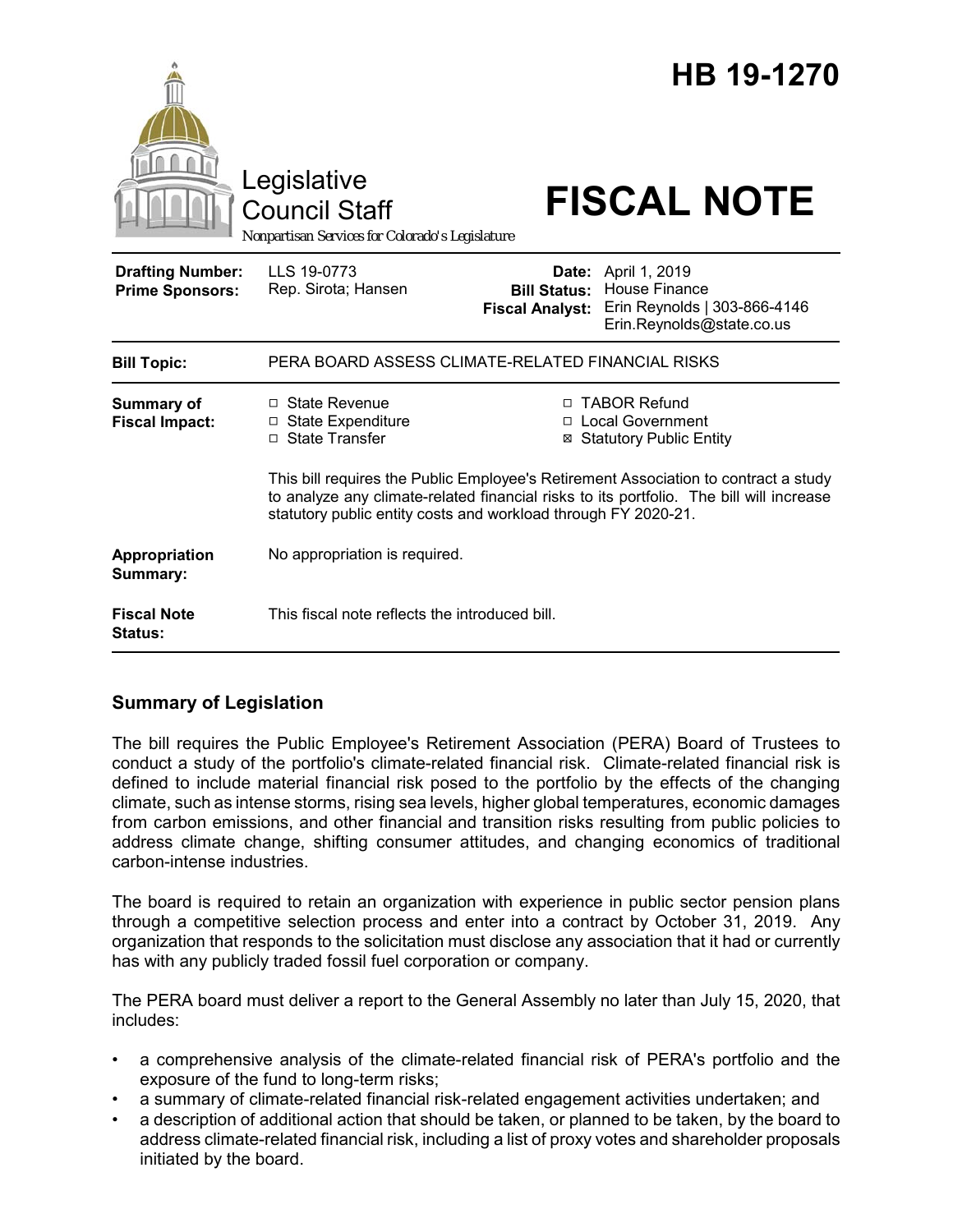# HB 19-1270

Legislative Council Staff

*Nonpartisan Services for Colorado's Legislature*

# FISCAL NOTE

| | | | |
|---|---|---|---|
| **Drafting Number:** | LLS 19-0773 | **Date:** | April 1, 2019 |
| **Prime Sponsors:** | Rep. Sirota; Hansen | **Bill Status:** | House Finance |
| | | **Fiscal Analyst:** | Erin Reynolds \| 303-866-4146 Erin.Reynolds@state.co.us |

| | |
|---|---|
| **Bill Topic:** | PERA BOARD ASSESS CLIMATE-RELATED FINANCIAL RISKS |
| **Summary of Fiscal Impact:** | ☐ State Revenue ☐ State Expenditure ☐ State Transfer ☐ TABOR Refund ☐ Local Government ☒ Statutory Public Entity<br><br>This bill requires the Public Employee's Retirement Association to contract a study to analyze any climate-related financial risks to its portfolio. The bill will increase statutory public entity costs and workload through FY 2020-21. |
| **Appropriation Summary:** | No appropriation is required. |
| **Fiscal Note Status:** | This fiscal note reflects the introduced bill. |

## Summary of Legislation

The bill requires the Public Employee's Retirement Association (PERA) Board of Trustees to conduct a study of the portfolio's climate-related financial risk. Climate-related financial risk is defined to include material financial risk posed to the portfolio by the effects of the changing climate, such as intense storms, rising sea levels, higher global temperatures, economic damages from carbon emissions, and other financial and transition risks resulting from public policies to address climate change, shifting consumer attitudes, and changing economics of traditional carbon-intense industries.

The board is required to retain an organization with experience in public sector pension plans through a competitive selection process and enter into a contract by October 31, 2019. Any organization that responds to the solicitation must disclose any association that it had or currently has with any publicly traded fossil fuel corporation or company.

The PERA board must deliver a report to the General Assembly no later than July 15, 2020, that includes:

- a comprehensive analysis of the climate-related financial risk of PERA's portfolio and the exposure of the fund to long-term risks;
- a summary of climate-related financial risk-related engagement activities undertaken; and
- a description of additional action that should be taken, or planned to be taken, by the board to address climate-related financial risk, including a list of proxy votes and shareholder proposals initiated by the board.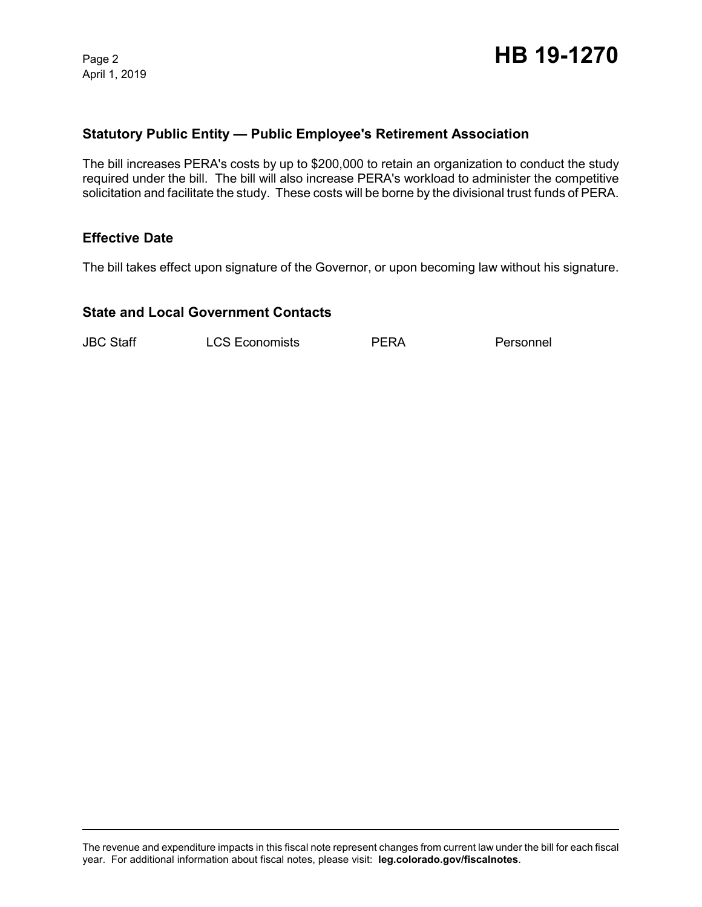## Statutory Public Entity — Public Employee's Retirement Association

The bill increases PERA's costs by up to $200,000 to retain an organization to conduct the study required under the bill. The bill will also increase PERA's workload to administer the competitive solicitation and facilitate the study. These costs will be borne by the divisional trust funds of PERA.

## Effective Date

The bill takes effect upon signature of the Governor, or upon becoming law without his signature.

## State and Local Government Contacts

| | | | |
|---|---|---|---|
| JBC Staff | LCS Economists | PERA | Personnel |

The revenue and expenditure impacts in this fiscal note represent changes from current law under the bill for each fiscal year. For additional information about fiscal notes, please visit: **leg.colorado.gov/fiscalnotes**.